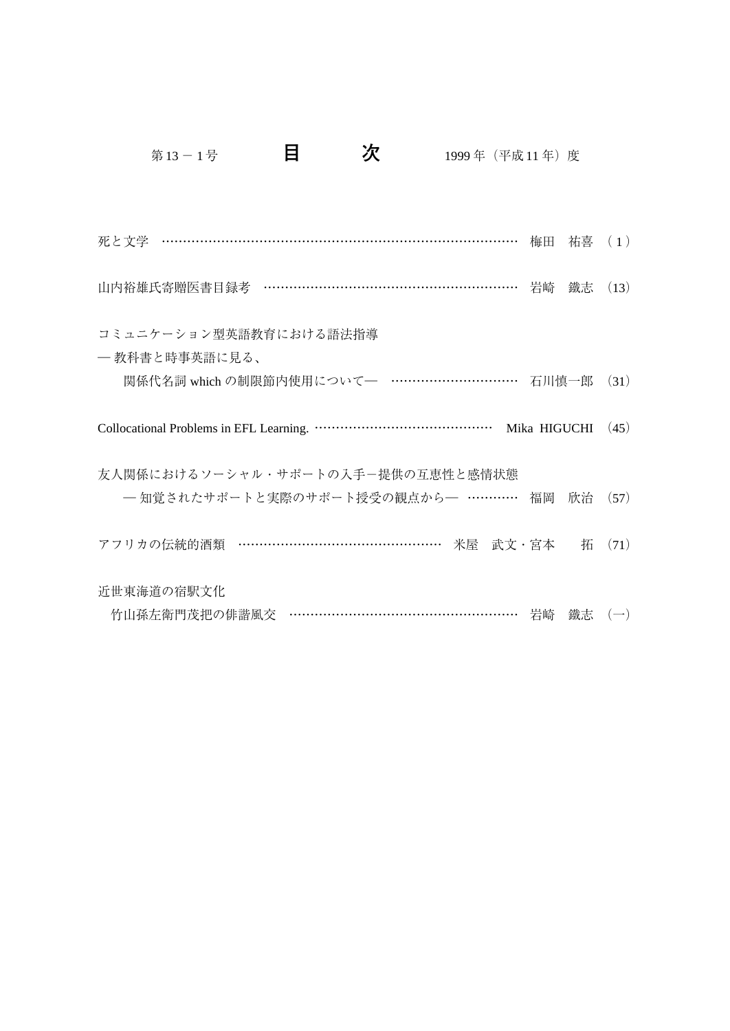第13－1号　　　　**目　　次**　　　　1999年（平成11年）度

死と文学　…………………………………………………………………………… 梅田　祐喜　( 1 )

山内裕雄氏寄贈医書目録考　…………………………………………………… 岩崎　鐵志　(13)

コミュニケーション型英語教育における語法指導
— 教科書と時事英語に見る、
　関係代名詞 which の制限節内使用について—　………………………… 石川慎一郎　(31)

Collocational Problems in EFL Learning. …………………………………… Mika HIGUCHI　(45)

友人関係におけるソーシャル・サポートの入手－提供の互恵性と感情状態
　— 知覚されたサポートと実際のサポート授受の観点から— ………… 福岡　欣治　(57)

アフリカの伝統的酒類　………………………………………… 米屋　武文・宮本　拓　(71)

近世東海道の宿駅文化
　竹山孫左衛門茂把の俳諧風交　……………………………………………… 岩崎　鐵志　(一)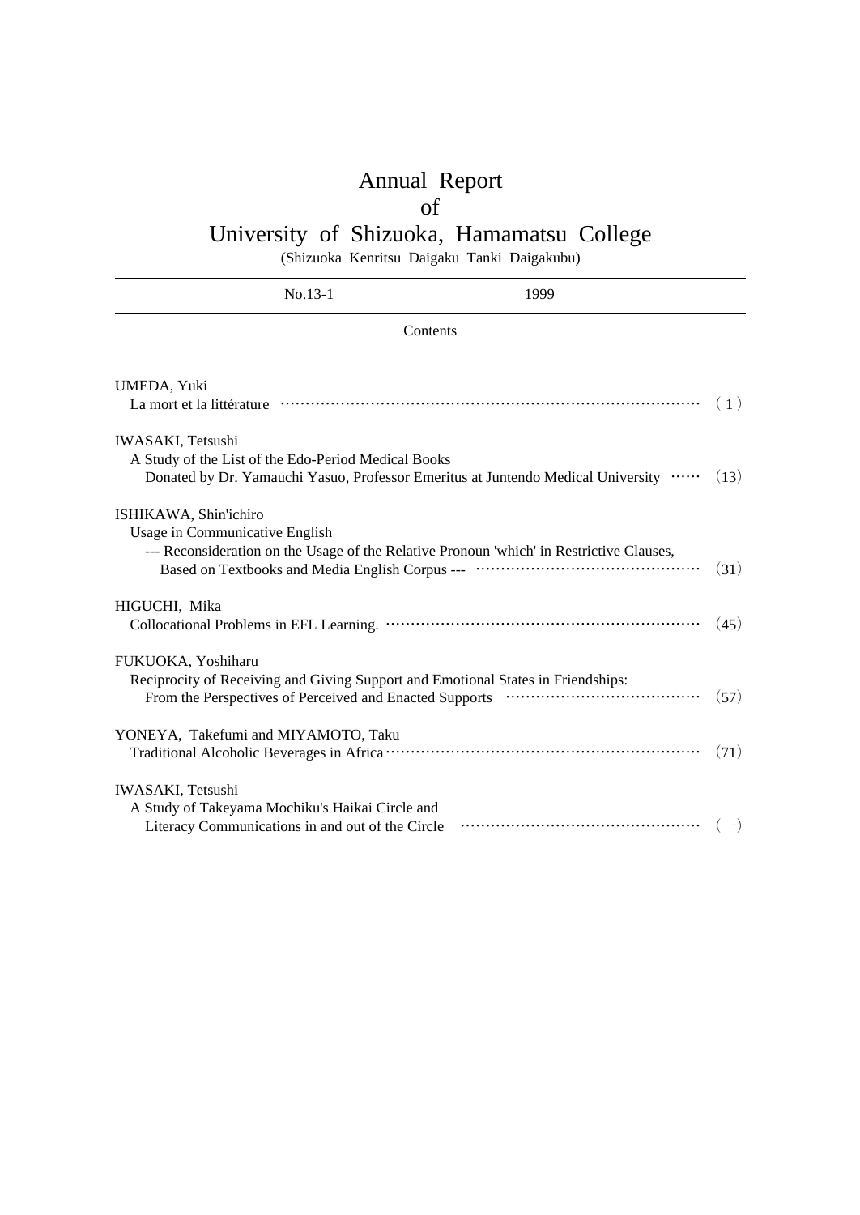# Annual Report
# of
# University of Shizuoka, Hamamatsu College

(Shizuoka Kenritsu Daigaku Tanki Daigakubu)

No.13-1 1999

## Contents

UMEDA, Yuki
La mort et la littérature ……………………………………………………………………… ( 1 )

IWASAKI, Tetsushi
A Study of the List of the Edo-Period Medical Books
Donated by Dr. Yamauchi Yasuo, Professor Emeritus at Juntendo Medical University …… (13)

ISHIKAWA, Shin'ichiro
Usage in Communicative English
--- Reconsideration on the Usage of the Relative Pronoun 'which' in Restrictive Clauses,
Based on Textbooks and Media English Corpus --- ……………………………………… (31)

HIGUCHI, Mika
Collocational Problems in EFL Learning. ……………………………………………………… (45)

FUKUOKA, Yoshiharu
Reciprocity of Receiving and Giving Support and Emotional States in Friendships:
From the Perspectives of Perceived and Enacted Supports ………………………………… (57)

YONEYA, Takefumi and MIYAMOTO, Taku
Traditional Alcoholic Beverages in Africa ……………………………………………………… (71)

IWASAKI, Tetsushi
A Study of Takeyama Mochiku's Haikai Circle and
Literacy Communications in and out of the Circle ………………………………………… (一)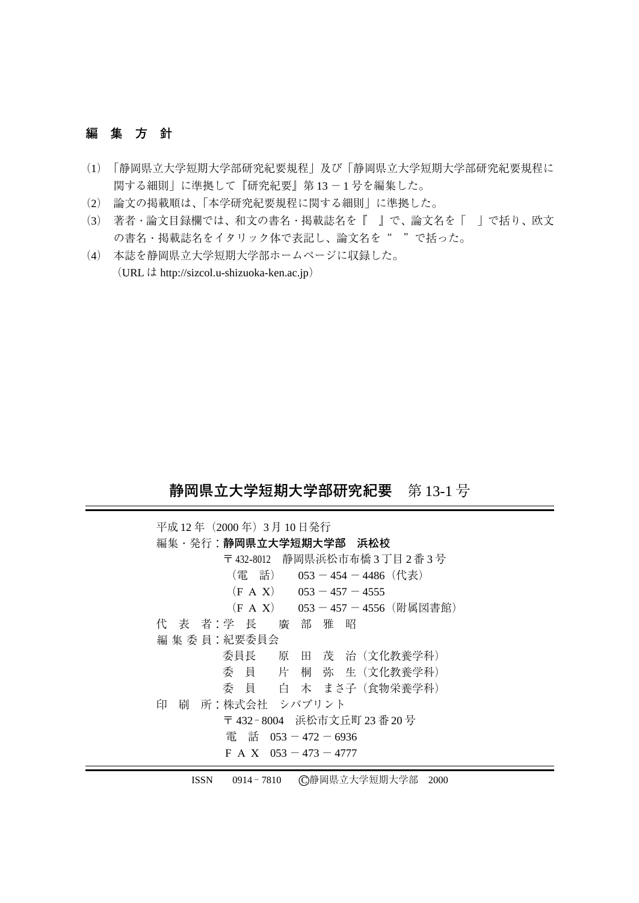## 編 集 方 針

⑴ 「静岡県立大学短期大学部研究紀要規程」及び「静岡県立大学短期大学部研究紀要規程に関する細則」に準拠して『研究紀要』第 13 － 1 号を編集した。

⑵ 論文の掲載順は、「本学研究紀要規程に関する細則」に準拠した。

⑶ 著者・論文目録欄では、和文の書名・掲載誌名を『 』で、論文名を「 」で括り、欧文の書名・掲載誌名をイタリック体で表記し、論文名を“ ”で括った。

⑷ 本誌を静岡県立大学短期大学部ホームページに収録した。
（URL は http://sizcol.u-shizuoka-ken.ac.jp）

## 静岡県立大学短期大学部研究紀要　第 13-1 号

平成 12 年（2000 年）3 月 10 日発行

編集・発行：**静岡県立大学短期大学部　浜松校**

〒 432-8012　静岡県浜松市布橋 3 丁目 2 番 3 号

（電　話）　053 － 454 － 4486（代表）

（F A X）　053 － 457 － 4555

（F A X）　053 － 457 － 4556（附属図書館）

代 表 者：学　長　　廣　部　雅　昭

編 集 委 員：紀要委員会

委員長　　原　田　茂　治（文化教養学科）

委　員　　片　桐　弥　生（文化教養学科）

委　員　　白　木　まさ子（食物栄養学科）

印 刷 所：株式会社　シバプリント

〒 432 - 8004　浜松市文丘町 23 番 20 号

電　話　053 － 472 － 6936

F A X　053 － 473 － 4777

ISSN　0914 - 7810　©静岡県立大学短期大学部　2000